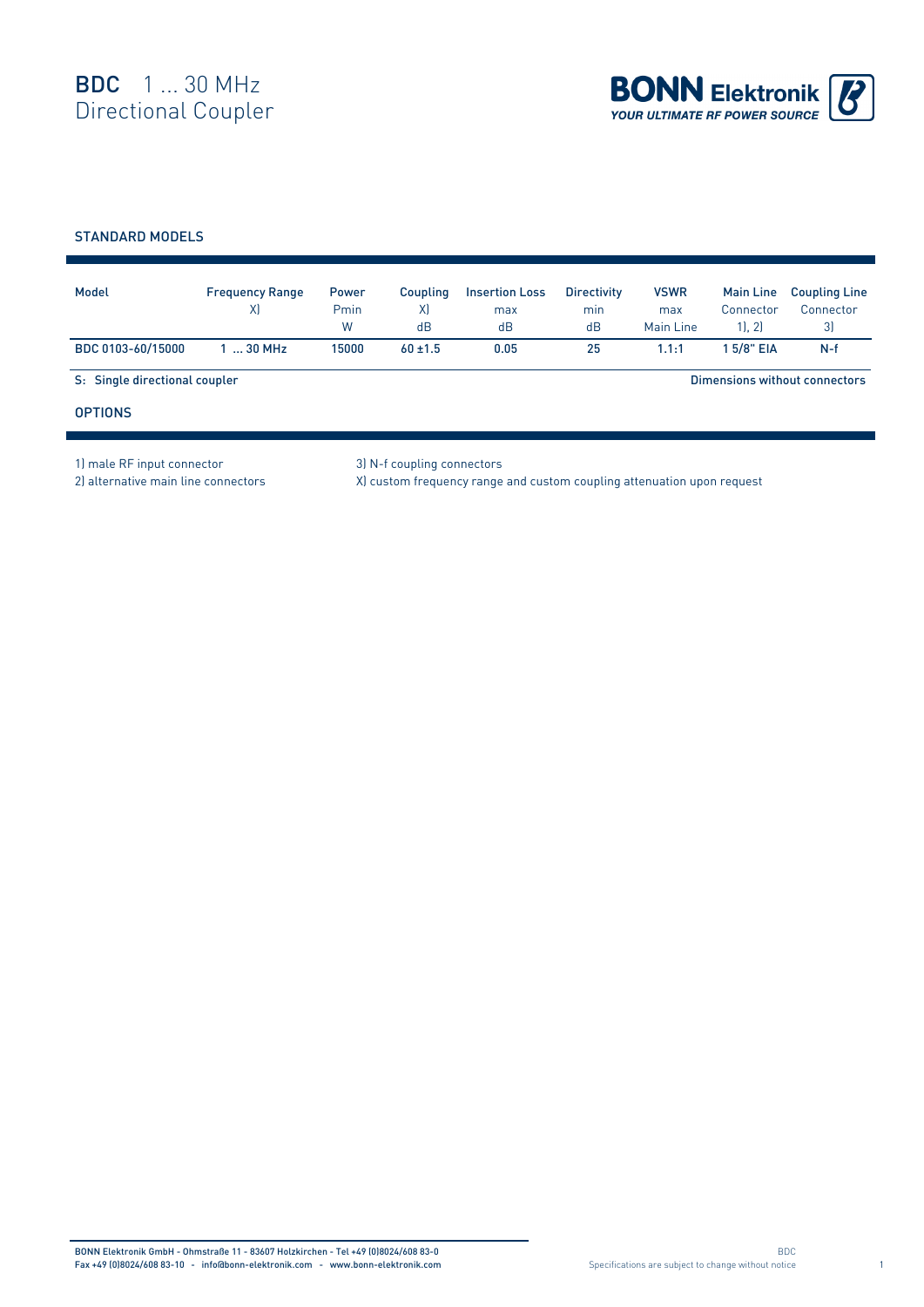# BDC 1 ... 30 MHz Directional Coupler

BONN Elektronik
YOUR ULTIMATE RF POWER SOURCE

## STANDARD MODELS

| Model | Frequency Range X) | Power Pmin W | Coupling X) dB | Insertion Loss max dB | Directivity min dB | VSWR max Main Line | Main Line Connector 1), 2) | Coupling Line Connector 3) |
|---|---|---|---|---|---|---|---|---|
| BDC 0103-60/15000 | 1 ... 30 MHz | 15000 | 60 ±1.5 | 0.05 | 25 | 1.1:1 | 1 5/8" EIA | N-f |

S: Single directional coupler

Dimensions without connectors

## OPTIONS

1) male RF input connector
2) alternative main line connectors
3) N-f coupling connectors
X) custom frequency range and custom coupling attenuation upon request

BONN Elektronik GmbH - Ohmstraße 11 - 83607 Holzkirchen - Tel +49 (0)8024/608 83-0
Fax +49 (0)8024/608 83-10 - info@bonn-elektronik.com - www.bonn-elektronik.com

Specifications are subject to change without notice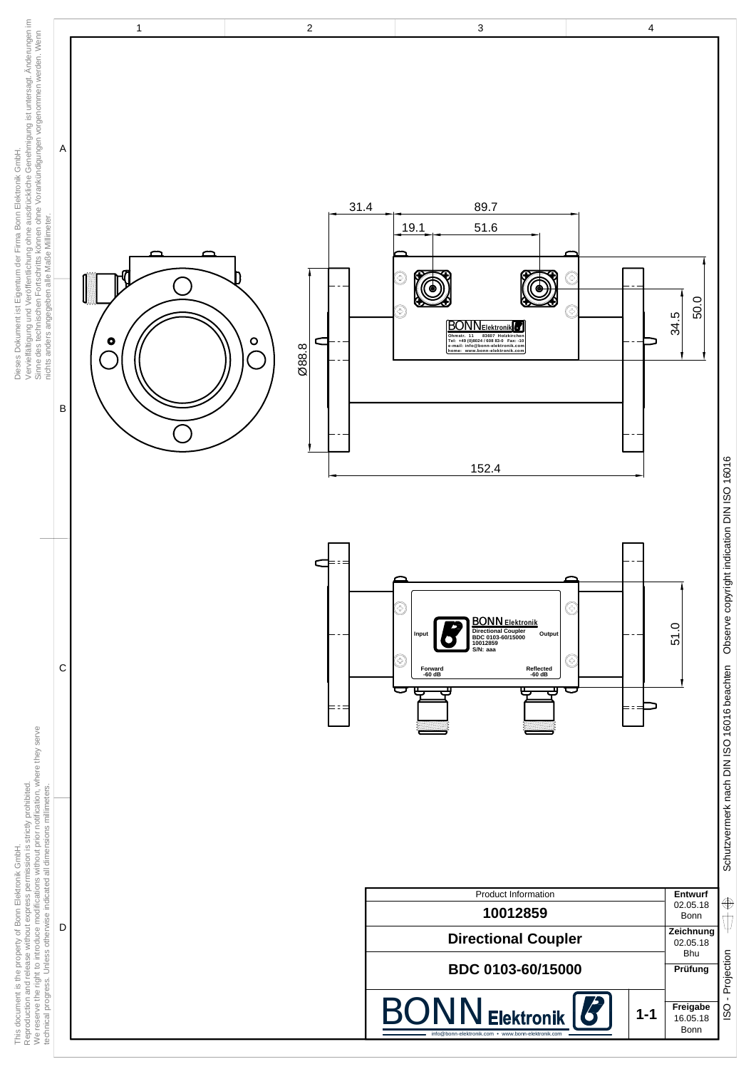Dieses Dokument ist Eigentum der Firma Bonn Elektronik GmbH. Vervielfältigung und Veröffentlichung ohne ausdrückliche Genehmigung ist untersagt. Änderungen im Sinne des technischen Fortschritts können ohne Vorankündigungen vorgenommen werden. Wenn nichts anders angegeben alle Maße Millimeter.

This document is the property of Bonn Elektronik GmbH. Reproduction and release without express permission is strictly prohibited. We reserve the right to introduce modifications without prior notification, where they serve technical progress. Unless otherwise indicated all dimensions millimeters.

31.4
89.7
19.1
51.6
34.5
50.0
Ø88.8
152.4

BONN Elektronik
Ohmstr. 11 83607 Holzkirchen
Tel: +49 (0)8024 / 608 83-0 Fax: -10
e-mail: info@bonn-elektronik.com
home: www.bonn-elektronik.com

BONN Elektronik
Directional Coupler
BDC 0103-60/15000
10012859
S/N: aaa

Input
Output
Forward -60 dB
Reflected -60 dB

51.0

Schutzvermerk nach DIN ISO 16016 beachten Observe copyright indication DIN ISO 16016

| Product Information | | Entwurf 02.05.18 Bonn |
|---|---|---|
| 10012859 | | |
| Directional Coupler | | Zeichnung 02.05.18 Bhu |
| BDC 0103-60/15000 | | Prüfung |
| BONN Elektronik info@bonn-elektronik.com • www.bonn-elektronik.com | 1-1 | Freigabe 16.05.18 Bonn |

ISO - Projection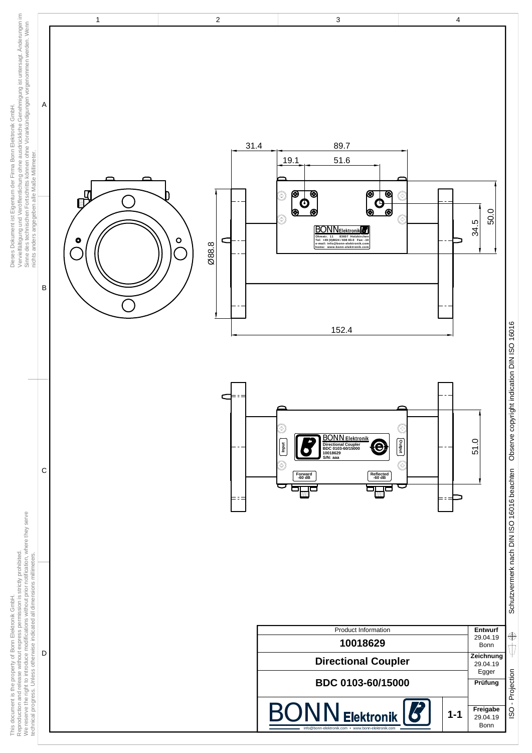Dieses Dokument ist Eigentum der Firma Bonn Elektronik GmbH.
Vervielfältigung und Veröffentlichung ohne ausdrückliche Genehmigung ist untersagt. Änderungen im Sinne des technischen Fortschritts können ohne Vorankündigungen vorgenommen werden. Wenn nichts anders angegeben alle Maße Millimeter.

This document is the property of Bonn Elektronik GmbH.
Reproduction and release without express permission is strictly prohibited.
We reserve the right to introduce modifications without prior notification, where they serve technical progress. Unless otherwise indicated all dimensions millimeters.

31.4
89.7
19.1
51.6
Ø88.8
34.5
50.0
152.4
51.0

BONN Elektronik
Ohmstr. 11 83607 Holzkirchen
Tel: +49 (0)8024 / 608 83-0 Fax: -10
e-mail: info@bonn-elektronik.com
home: www.bonn-elektronik.com

Input
Output
BONN Elektronik
Directional Coupler
BDC 0103-60/15000
10018629
S/N: aaa
Forward -60 dB
Reflected -60 dB

Schutzvermerk nach DIN ISO 16016 beachten Observe copyright indication DIN ISO 16016

ISO - Projection

| | | |
|---|---|---|
| Product Information | | **Entwurf** 29.04.19 Bonn |
| **10018629** | | |
| **Directional Coupler** | | **Zeichnung** 29.04.19 Egger |
| **BDC 0103-60/15000** | | **Prüfung** |
| BONN Elektronik info@bonn-elektronik.com • www.bonn-elektronik.com | **1-1** | **Freigabe** 29.04.19 Bonn |